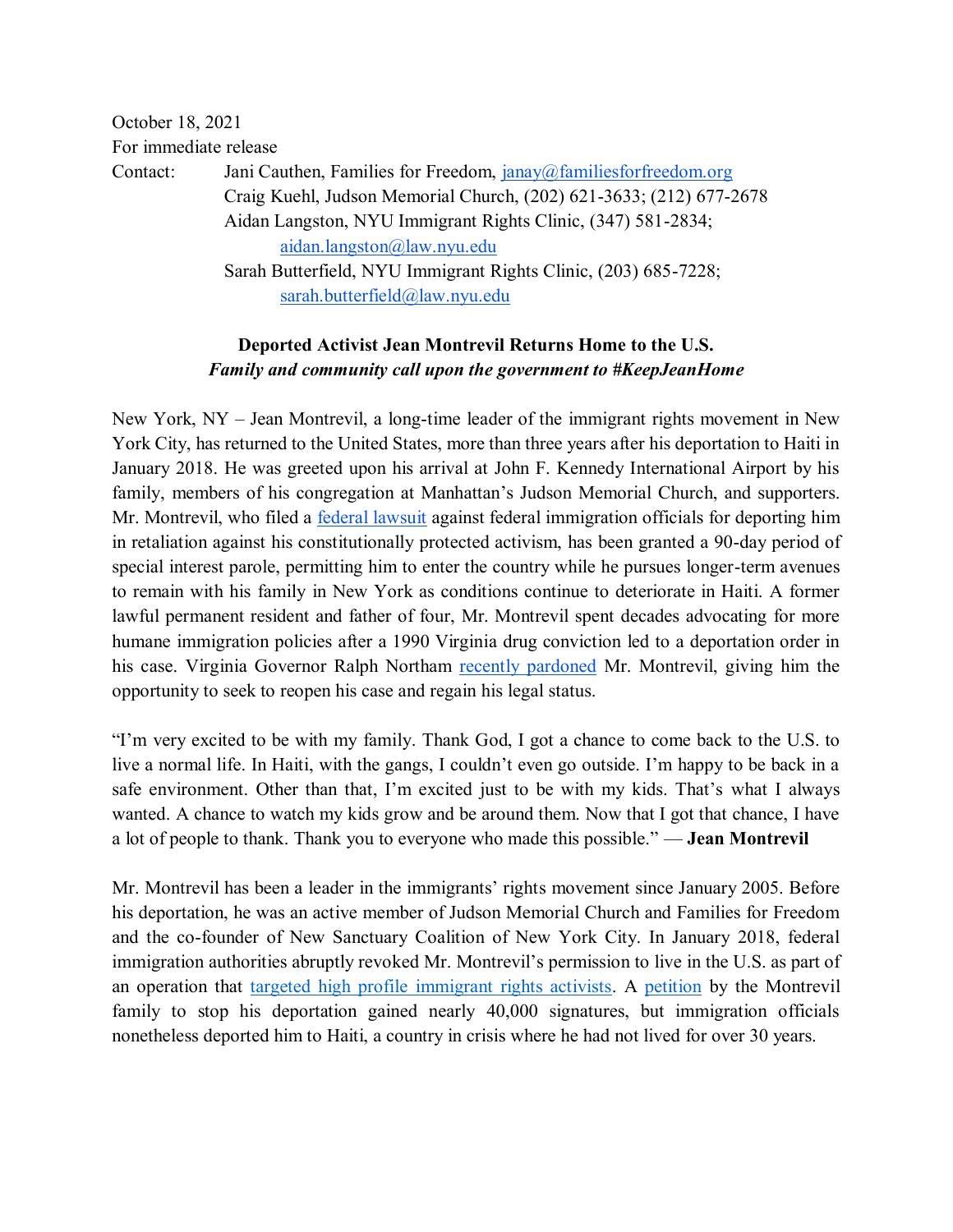October 18, 2021
For immediate release

Contact: Jani Cauthen, Families for Freedom, janay@familiesforfreedom.org
Craig Kuehl, Judson Memorial Church, (202) 621-3633; (212) 677-2678
Aidan Langston, NYU Immigrant Rights Clinic, (347) 581-2834; aidan.langston@law.nyu.edu
Sarah Butterfield, NYU Immigrant Rights Clinic, (203) 685-7228; sarah.butterfield@law.nyu.edu

**Deported Activist Jean Montrevil Returns Home to the U.S.**
***Family and community call upon the government to #KeepJeanHome***

New York, NY – Jean Montrevil, a long-time leader of the immigrant rights movement in New York City, has returned to the United States, more than three years after his deportation to Haiti in January 2018. He was greeted upon his arrival at John F. Kennedy International Airport by his family, members of his congregation at Manhattan's Judson Memorial Church, and supporters. Mr. Montrevil, who filed a federal lawsuit against federal immigration officials for deporting him in retaliation against his constitutionally protected activism, has been granted a 90-day period of special interest parole, permitting him to enter the country while he pursues longer-term avenues to remain with his family in New York as conditions continue to deteriorate in Haiti. A former lawful permanent resident and father of four, Mr. Montrevil spent decades advocating for more humane immigration policies after a 1990 Virginia drug conviction led to a deportation order in his case. Virginia Governor Ralph Northam recently pardoned Mr. Montrevil, giving him the opportunity to seek to reopen his case and regain his legal status.

"I'm very excited to be with my family. Thank God, I got a chance to come back to the U.S. to live a normal life. In Haiti, with the gangs, I couldn't even go outside. I'm happy to be back in a safe environment. Other than that, I'm excited just to be with my kids. That's what I always wanted. A chance to watch my kids grow and be around them. Now that I got that chance, I have a lot of people to thank. Thank you to everyone who made this possible." — **Jean Montrevil**

Mr. Montrevil has been a leader in the immigrants' rights movement since January 2005. Before his deportation, he was an active member of Judson Memorial Church and Families for Freedom and the co-founder of New Sanctuary Coalition of New York City. In January 2018, federal immigration authorities abruptly revoked Mr. Montrevil's permission to live in the U.S. as part of an operation that targeted high profile immigrant rights activists. A petition by the Montrevil family to stop his deportation gained nearly 40,000 signatures, but immigration officials nonetheless deported him to Haiti, a country in crisis where he had not lived for over 30 years.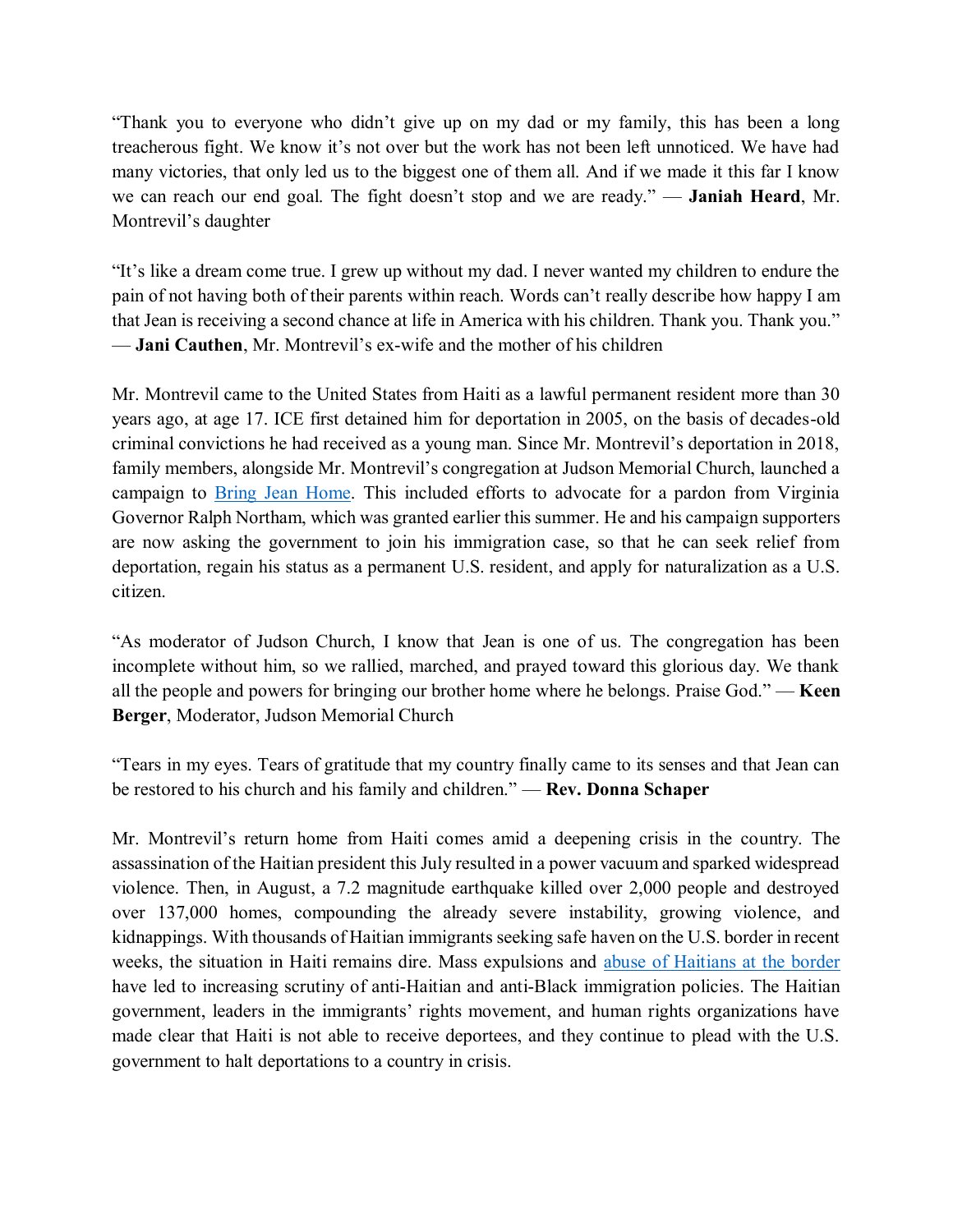"Thank you to everyone who didn't give up on my dad or my family, this has been a long treacherous fight. We know it's not over but the work has not been left unnoticed. We have had many victories, that only led us to the biggest one of them all. And if we made it this far I know we can reach our end goal. The fight doesn't stop and we are ready." — **Janiah Heard**, Mr. Montrevil's daughter

"It's like a dream come true. I grew up without my dad. I never wanted my children to endure the pain of not having both of their parents within reach. Words can't really describe how happy I am that Jean is receiving a second chance at life in America with his children. Thank you. Thank you." — **Jani Cauthen**, Mr. Montrevil's ex-wife and the mother of his children

Mr. Montrevil came to the United States from Haiti as a lawful permanent resident more than 30 years ago, at age 17. ICE first detained him for deportation in 2005, on the basis of decades-old criminal convictions he had received as a young man. Since Mr. Montrevil's deportation in 2018, family members, alongside Mr. Montrevil's congregation at Judson Memorial Church, launched a campaign to Bring Jean Home. This included efforts to advocate for a pardon from Virginia Governor Ralph Northam, which was granted earlier this summer. He and his campaign supporters are now asking the government to join his immigration case, so that he can seek relief from deportation, regain his status as a permanent U.S. resident, and apply for naturalization as a U.S. citizen.

"As moderator of Judson Church, I know that Jean is one of us. The congregation has been incomplete without him, so we rallied, marched, and prayed toward this glorious day. We thank all the people and powers for bringing our brother home where he belongs. Praise God." — **Keen Berger**, Moderator, Judson Memorial Church

"Tears in my eyes. Tears of gratitude that my country finally came to its senses and that Jean can be restored to his church and his family and children." — **Rev. Donna Schaper**

Mr. Montrevil's return home from Haiti comes amid a deepening crisis in the country. The assassination of the Haitian president this July resulted in a power vacuum and sparked widespread violence. Then, in August, a 7.2 magnitude earthquake killed over 2,000 people and destroyed over 137,000 homes, compounding the already severe instability, growing violence, and kidnappings. With thousands of Haitian immigrants seeking safe haven on the U.S. border in recent weeks, the situation in Haiti remains dire. Mass expulsions and abuse of Haitians at the border have led to increasing scrutiny of anti-Haitian and anti-Black immigration policies. The Haitian government, leaders in the immigrants' rights movement, and human rights organizations have made clear that Haiti is not able to receive deportees, and they continue to plead with the U.S. government to halt deportations to a country in crisis.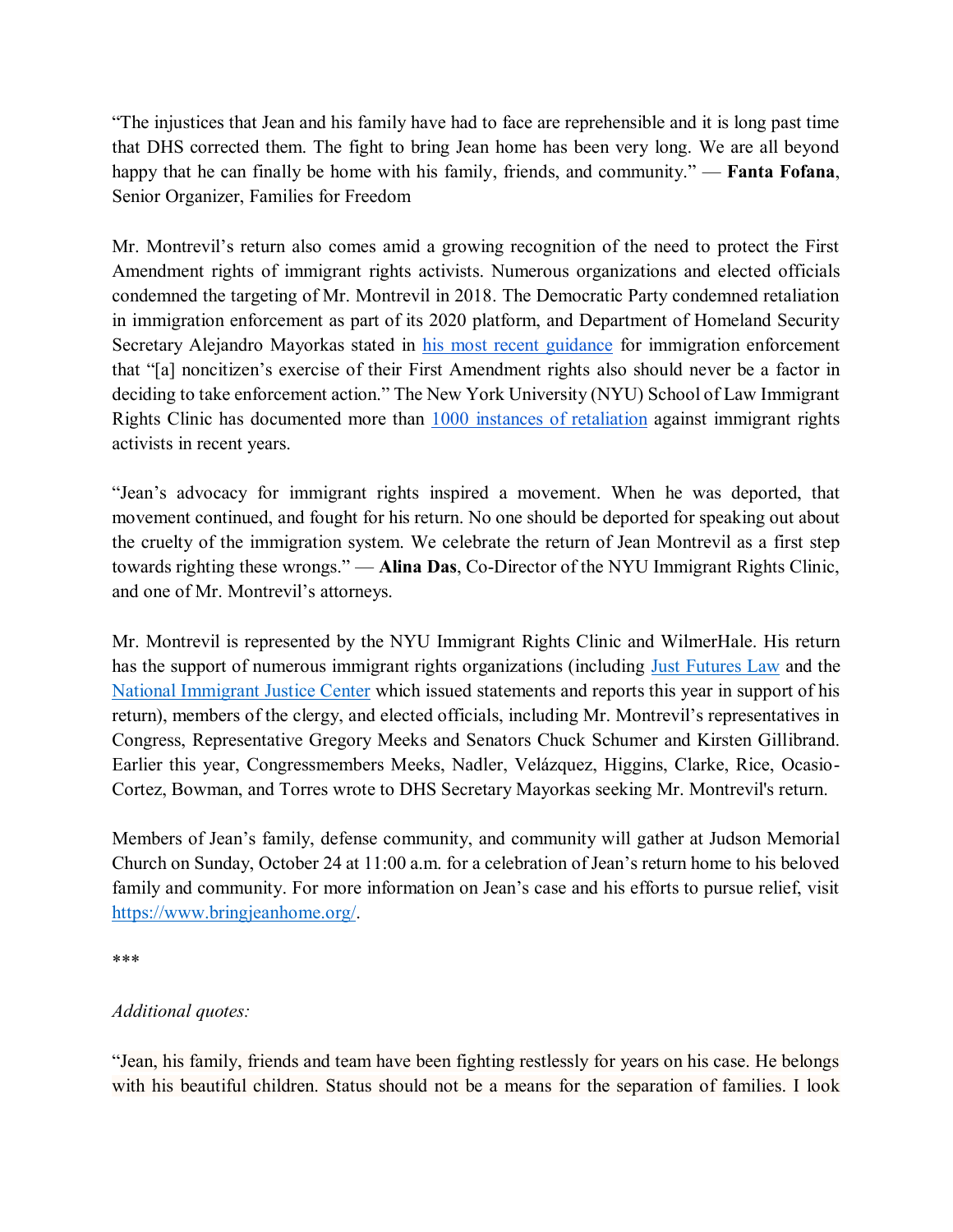"The injustices that Jean and his family have had to face are reprehensible and it is long past time that DHS corrected them. The fight to bring Jean home has been very long. We are all beyond happy that he can finally be home with his family, friends, and community." — **Fanta Fofana**, Senior Organizer, Families for Freedom

Mr. Montrevil's return also comes amid a growing recognition of the need to protect the First Amendment rights of immigrant rights activists. Numerous organizations and elected officials condemned the targeting of Mr. Montrevil in 2018. The Democratic Party condemned retaliation in immigration enforcement as part of its 2020 platform, and Department of Homeland Security Secretary Alejandro Mayorkas stated in [his most recent guidance]() for immigration enforcement that "[a] noncitizen's exercise of their First Amendment rights also should never be a factor in deciding to take enforcement action." The New York University (NYU) School of Law Immigrant Rights Clinic has documented more than [1000 instances of retaliation]() against immigrant rights activists in recent years.

"Jean's advocacy for immigrant rights inspired a movement. When he was deported, that movement continued, and fought for his return. No one should be deported for speaking out about the cruelty of the immigration system. We celebrate the return of Jean Montrevil as a first step towards righting these wrongs." — **Alina Das**, Co-Director of the NYU Immigrant Rights Clinic, and one of Mr. Montrevil's attorneys.

Mr. Montrevil is represented by the NYU Immigrant Rights Clinic and WilmerHale. His return has the support of numerous immigrant rights organizations (including [Just Futures Law]() and the [National Immigrant Justice Center]() which issued statements and reports this year in support of his return), members of the clergy, and elected officials, including Mr. Montrevil's representatives in Congress, Representative Gregory Meeks and Senators Chuck Schumer and Kirsten Gillibrand. Earlier this year, Congressmembers Meeks, Nadler, Velázquez, Higgins, Clarke, Rice, Ocasio-Cortez, Bowman, and Torres wrote to DHS Secretary Mayorkas seeking Mr. Montrevil's return.

Members of Jean's family, defense community, and community will gather at Judson Memorial Church on Sunday, October 24 at 11:00 a.m. for a celebration of Jean's return home to his beloved family and community. For more information on Jean's case and his efforts to pursue relief, visit [https://www.bringjeanhome.org/](https://www.bringjeanhome.org/).

***

*Additional quotes:*

"Jean, his family, friends and team have been fighting restlessly for years on his case. He belongs with his beautiful children. Status should not be a means for the separation of families. I look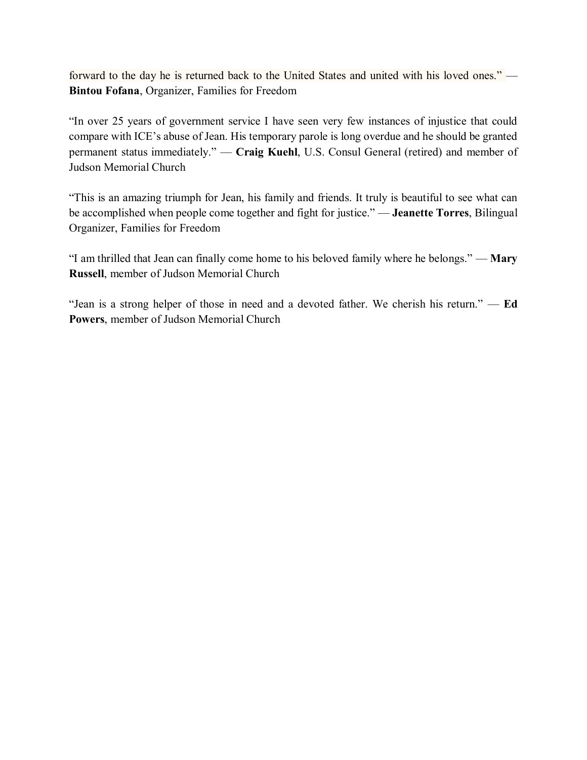forward to the day he is returned back to the United States and united with his loved ones." — **Bintou Fofana**, Organizer, Families for Freedom

"In over 25 years of government service I have seen very few instances of injustice that could compare with ICE's abuse of Jean. His temporary parole is long overdue and he should be granted permanent status immediately." — **Craig Kuehl**, U.S. Consul General (retired) and member of Judson Memorial Church

"This is an amazing triumph for Jean, his family and friends. It truly is beautiful to see what can be accomplished when people come together and fight for justice." — **Jeanette Torres**, Bilingual Organizer, Families for Freedom

"I am thrilled that Jean can finally come home to his beloved family where he belongs." — **Mary Russell**, member of Judson Memorial Church

"Jean is a strong helper of those in need and a devoted father. We cherish his return." — **Ed Powers**, member of Judson Memorial Church